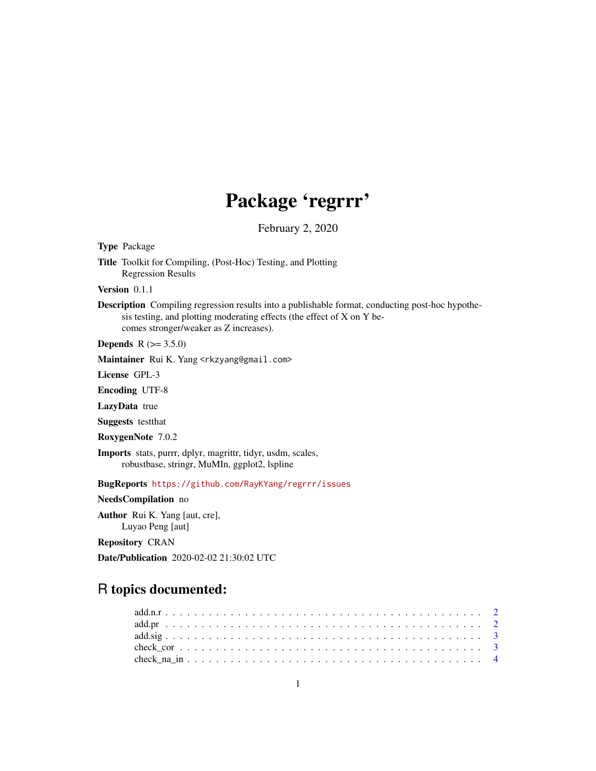# Package 'regrrr'

February 2, 2020

**Type** Package

**Title** Toolkit for Compiling, (Post-Hoc) Testing, and Plotting Regression Results

**Version** 0.1.1

**Description** Compiling regression results into a publishable format, conducting post-hoc hypothesis testing, and plotting moderating effects (the effect of X on Y becomes stronger/weaker as Z increases).

**Depends** R (>= 3.5.0)

**Maintainer** Rui K. Yang <rkzyang@gmail.com>

**License** GPL-3

**Encoding** UTF-8

**LazyData** true

**Suggests** testthat

**RoxygenNote** 7.0.2

**Imports** stats, purrr, dplyr, magrittr, tidyr, usdm, scales, robustbase, stringr, MuMIn, ggplot2, lspline

**BugReports** https://github.com/RayKYang/regrrr/issues

**NeedsCompilation** no

**Author** Rui K. Yang [aut, cre], Luyao Peng [aut]

**Repository** CRAN

**Date/Publication** 2020-02-02 21:30:02 UTC

## R topics documented:

add.n.r . . . . . . . . . . . . . . . . . . . . . . . . . . . . . . . . . . . . . . . . 2
add.pr . . . . . . . . . . . . . . . . . . . . . . . . . . . . . . . . . . . . . . . . . 2
add.sig . . . . . . . . . . . . . . . . . . . . . . . . . . . . . . . . . . . . . . . . . 3
check_cor . . . . . . . . . . . . . . . . . . . . . . . . . . . . . . . . . . . . . . . 3
check_na_in . . . . . . . . . . . . . . . . . . . . . . . . . . . . . . . . . . . . . . 4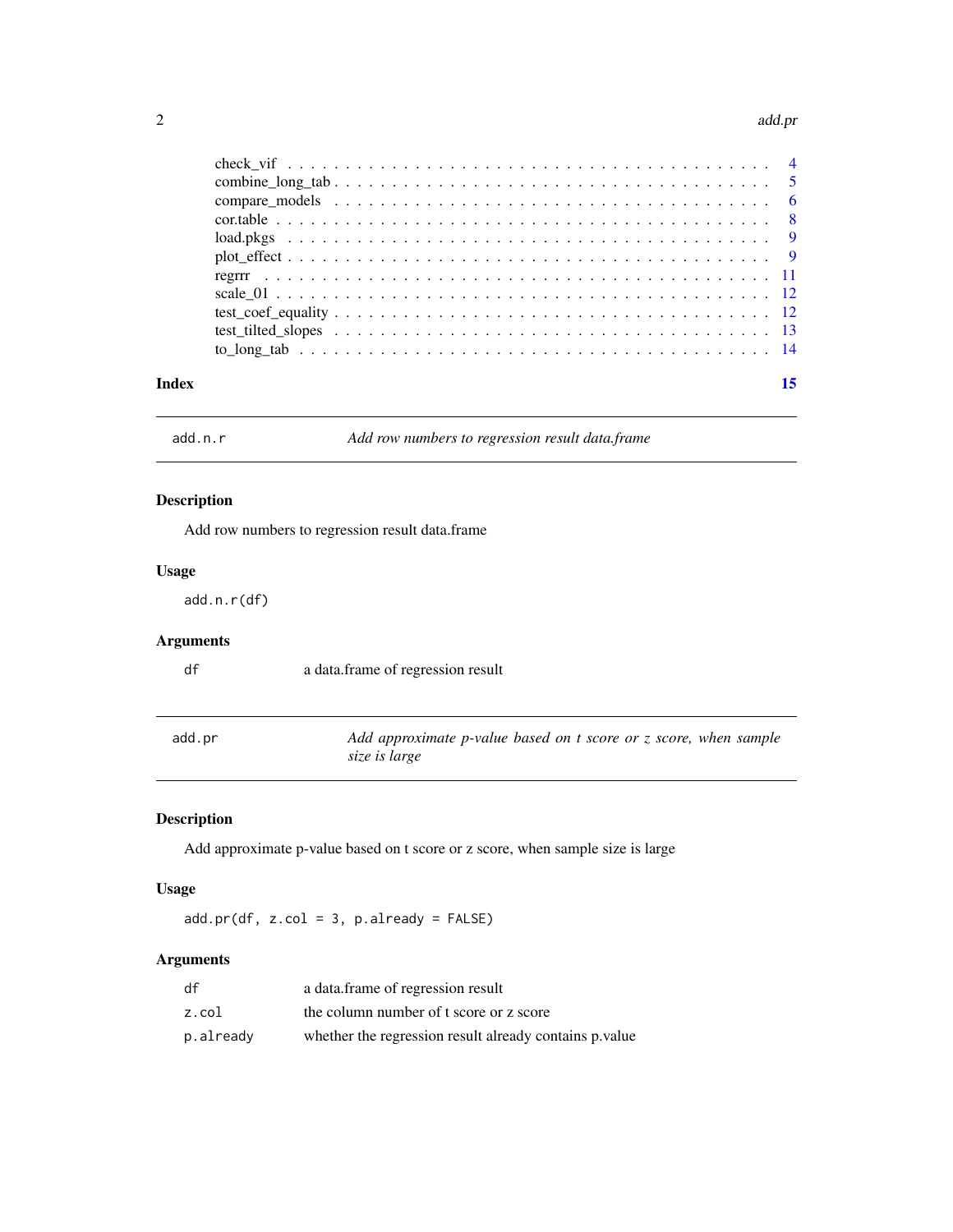check_vif . . . . . . . . . . . . . . . . . . . . . . . . . . . . . . . . . . . . . . . 4
combine_long_tab . . . . . . . . . . . . . . . . . . . . . . . . . . . . . . . . . . . . 5
compare_models . . . . . . . . . . . . . . . . . . . . . . . . . . . . . . . . . . . . 6
cor.table . . . . . . . . . . . . . . . . . . . . . . . . . . . . . . . . . . . . . . . . 8
load.pkgs . . . . . . . . . . . . . . . . . . . . . . . . . . . . . . . . . . . . . . . 9
plot_effect . . . . . . . . . . . . . . . . . . . . . . . . . . . . . . . . . . . . . . . 9
regrrr . . . . . . . . . . . . . . . . . . . . . . . . . . . . . . . . . . . . . . . . 11
scale_01 . . . . . . . . . . . . . . . . . . . . . . . . . . . . . . . . . . . . . . . 12
test_coef_equality . . . . . . . . . . . . . . . . . . . . . . . . . . . . . . . . . . 12
test_tilted_slopes . . . . . . . . . . . . . . . . . . . . . . . . . . . . . . . . . . 13
to_long_tab . . . . . . . . . . . . . . . . . . . . . . . . . . . . . . . . . . . . . 14

**Index** **15**

---

## `add.n.r` — *Add row numbers to regression result data.frame*

### Description

Add row numbers to regression result data.frame

### Usage

```
add.n.r(df)
```

### Arguments

| | |
|---|---|
| `df` | a data.frame of regression result |

---

## `add.pr` — *Add approximate p-value based on t score or z score, when sample size is large*

### Description

Add approximate p-value based on t score or z score, when sample size is large

### Usage

```
add.pr(df, z.col = 3, p.already = FALSE)
```

### Arguments

| | |
|---|---|
| `df` | a data.frame of regression result |
| `z.col` | the column number of t score or z score |
| `p.already` | whether the regression result already contains p.value |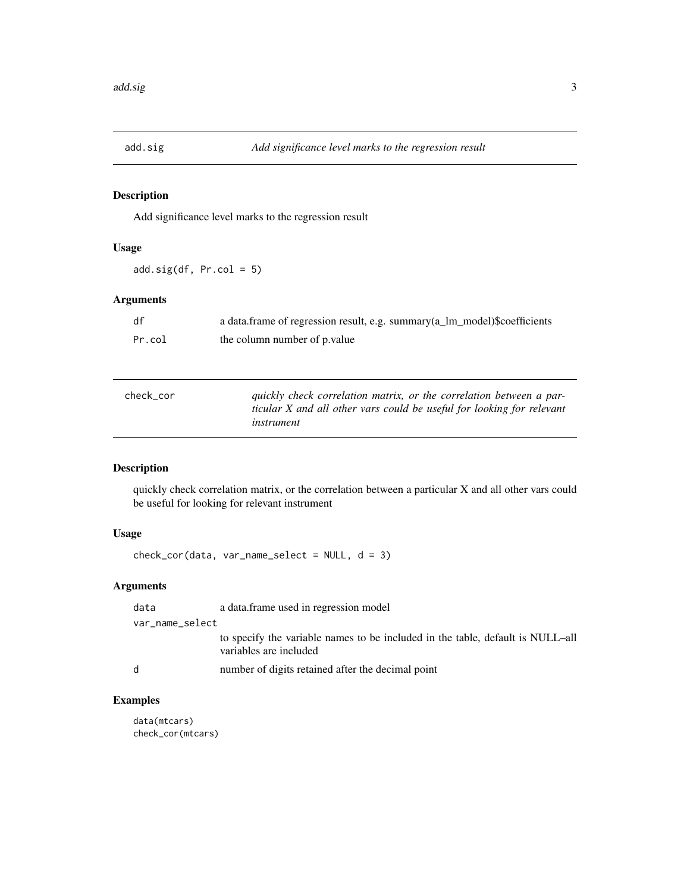## add.sig — *Add significance level marks to the regression result*

### Description

Add significance level marks to the regression result

### Usage

```
add.sig(df, Pr.col = 5)
```

### Arguments

| | |
|---|---|
| `df` | a data.frame of regression result, e.g. summary(a_lm_model)$coefficients |
| `Pr.col` | the column number of p.value |

## check_cor — *quickly check correlation matrix, or the correlation between a particular X and all other vars could be useful for looking for relevant instrument*

### Description

quickly check correlation matrix, or the correlation between a particular X and all other vars could be useful for looking for relevant instrument

### Usage

```
check_cor(data, var_name_select = NULL, d = 3)
```

### Arguments

| | |
|---|---|
| `data` | a data.frame used in regression model |
| `var_name_select` | to specify the variable names to be included in the table, default is NULL–all variables are included |
| `d` | number of digits retained after the decimal point |

### Examples

```
data(mtcars)
check_cor(mtcars)
```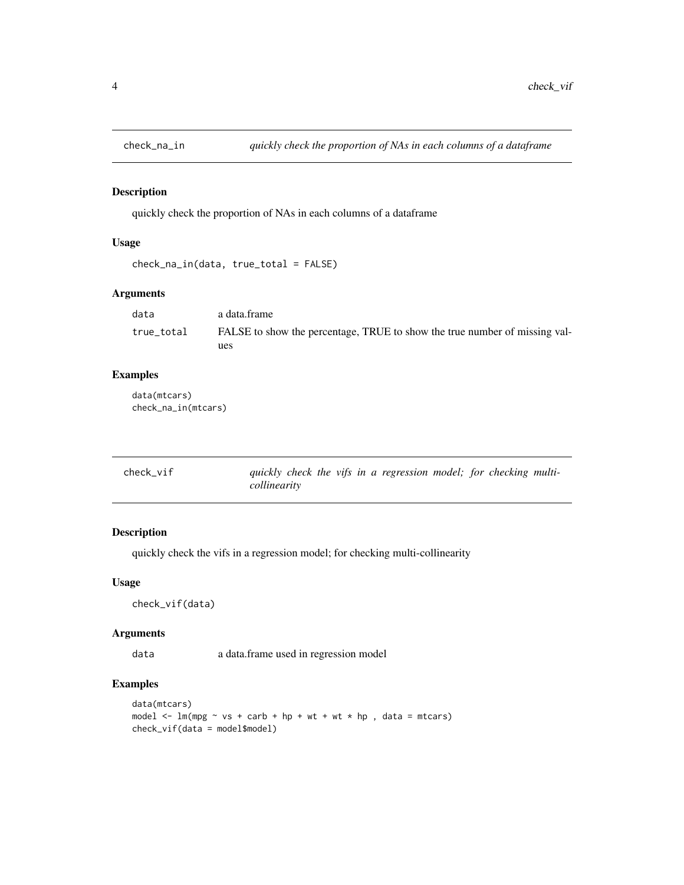## check_na_in — *quickly check the proportion of NAs in each columns of a dataframe*

### Description

quickly check the proportion of NAs in each columns of a dataframe

### Usage

```
check_na_in(data, true_total = FALSE)
```

### Arguments

| | |
|---|---|
| data | a data.frame |
| true_total | FALSE to show the percentage, TRUE to show the true number of missing values |

### Examples

```
data(mtcars)
check_na_in(mtcars)
```

## check_vif — *quickly check the vifs in a regression model; for checking multi-collinearity*

### Description

quickly check the vifs in a regression model; for checking multi-collinearity

### Usage

```
check_vif(data)
```

### Arguments

| | |
|---|---|
| data | a data.frame used in regression model |

### Examples

```
data(mtcars)
model <- lm(mpg ~ vs + carb + hp + wt + wt * hp , data = mtcars)
check_vif(data = model$model)
```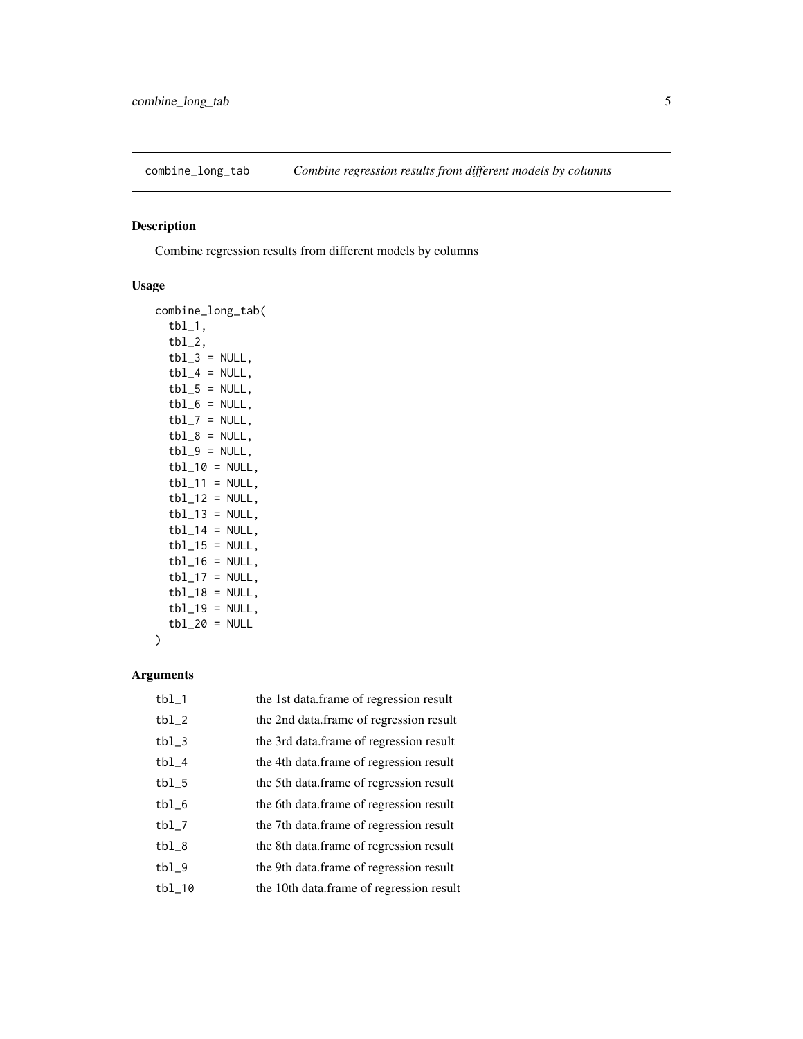## combine_long_tab *Combine regression results from different models by columns*

### Description

Combine regression results from different models by columns

### Usage

```
combine_long_tab(
  tbl_1,
  tbl_2,
  tbl_3 = NULL,
  tbl_4 = NULL,
  tbl_5 = NULL,
  tbl_6 = NULL,
  tbl_7 = NULL,
  tbl_8 = NULL,
  tbl_9 = NULL,
  tbl_10 = NULL,
  tbl_11 = NULL,
  tbl_12 = NULL,
  tbl_13 = NULL,
  tbl_14 = NULL,
  tbl_15 = NULL,
  tbl_16 = NULL,
  tbl_17 = NULL,
  tbl_18 = NULL,
  tbl_19 = NULL,
  tbl_20 = NULL
)
```

### Arguments

| | |
|---|---|
| tbl_1 | the 1st data.frame of regression result |
| tbl_2 | the 2nd data.frame of regression result |
| tbl_3 | the 3rd data.frame of regression result |
| tbl_4 | the 4th data.frame of regression result |
| tbl_5 | the 5th data.frame of regression result |
| tbl_6 | the 6th data.frame of regression result |
| tbl_7 | the 7th data.frame of regression result |
| tbl_8 | the 8th data.frame of regression result |
| tbl_9 | the 9th data.frame of regression result |
| tbl_10 | the 10th data.frame of regression result |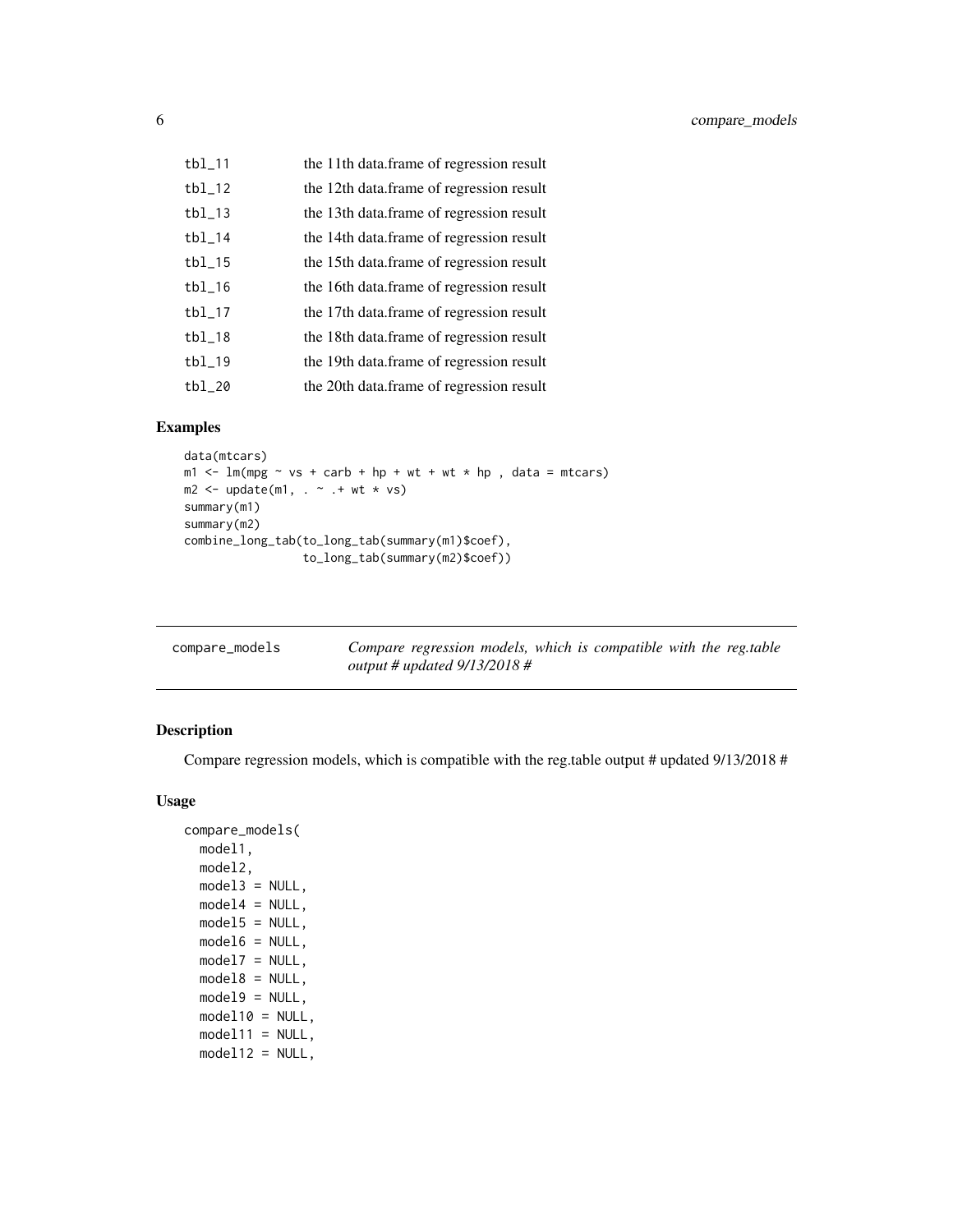| | |
|---|---|
| tbl_11 | the 11th data.frame of regression result |
| tbl_12 | the 12th data.frame of regression result |
| tbl_13 | the 13th data.frame of regression result |
| tbl_14 | the 14th data.frame of regression result |
| tbl_15 | the 15th data.frame of regression result |
| tbl_16 | the 16th data.frame of regression result |
| tbl_17 | the 17th data.frame of regression result |
| tbl_18 | the 18th data.frame of regression result |
| tbl_19 | the 19th data.frame of regression result |
| tbl_20 | the 20th data.frame of regression result |

### Examples

```
data(mtcars)
m1 <- lm(mpg ~ vs + carb + hp + wt + wt * hp , data = mtcars)
m2 <- update(m1, . ~ .+ wt * vs)
summary(m1)
summary(m2)
combine_long_tab(to_long_tab(summary(m1)$coef),
                 to_long_tab(summary(m2)$coef))
```

---

## compare_models — *Compare regression models, which is compatible with the reg.table output # updated 9/13/2018 #*

---

### Description

Compare regression models, which is compatible with the reg.table output # updated 9/13/2018 #

### Usage

```
compare_models(
  model1,
  model2,
  model3 = NULL,
  model4 = NULL,
  model5 = NULL,
  model6 = NULL,
  model7 = NULL,
  model8 = NULL,
  model9 = NULL,
  model10 = NULL,
  model11 = NULL,
  model12 = NULL,
```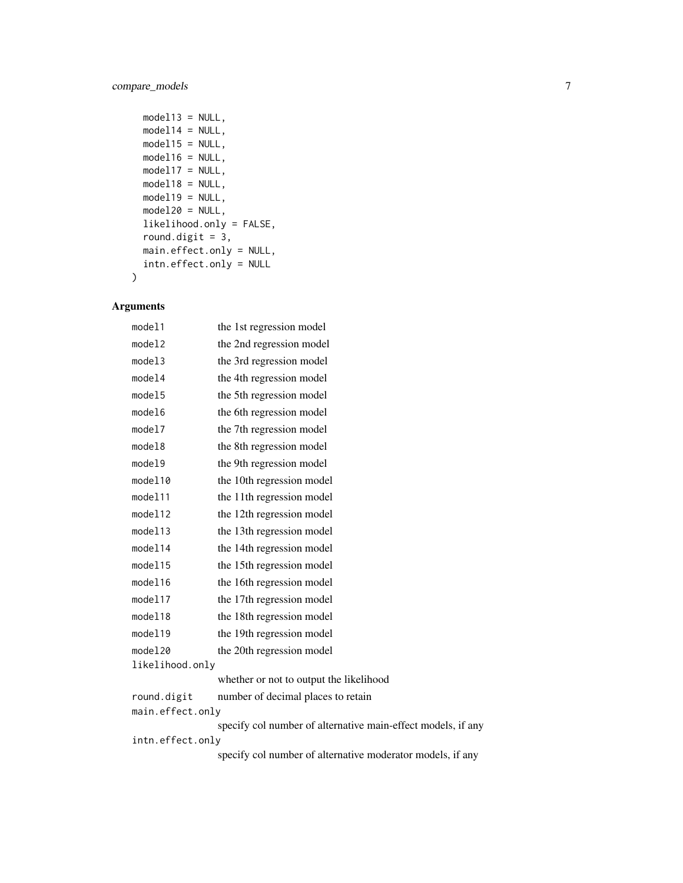```
  model13 = NULL,
  model14 = NULL,
  model15 = NULL,
  model16 = NULL,
  model17 = NULL,
  model18 = NULL,
  model19 = NULL,
  model20 = NULL,
  likelihood.only = FALSE,
  round.digit = 3,
  main.effect.only = NULL,
  intn.effect.only = NULL
)
```

## Arguments

| | |
|---|---|
| `model1` | the 1st regression model |
| `model2` | the 2nd regression model |
| `model3` | the 3rd regression model |
| `model4` | the 4th regression model |
| `model5` | the 5th regression model |
| `model6` | the 6th regression model |
| `model7` | the 7th regression model |
| `model8` | the 8th regression model |
| `model9` | the 9th regression model |
| `model10` | the 10th regression model |
| `model11` | the 11th regression model |
| `model12` | the 12th regression model |
| `model13` | the 13th regression model |
| `model14` | the 14th regression model |
| `model15` | the 15th regression model |
| `model16` | the 16th regression model |
| `model17` | the 17th regression model |
| `model18` | the 18th regression model |
| `model19` | the 19th regression model |
| `model20` | the 20th regression model |
| `likelihood.only` | whether or not to output the likelihood |
| `round.digit` | number of decimal places to retain |
| `main.effect.only` | specify col number of alternative main-effect models, if any |
| `intn.effect.only` | specify col number of alternative moderator models, if any |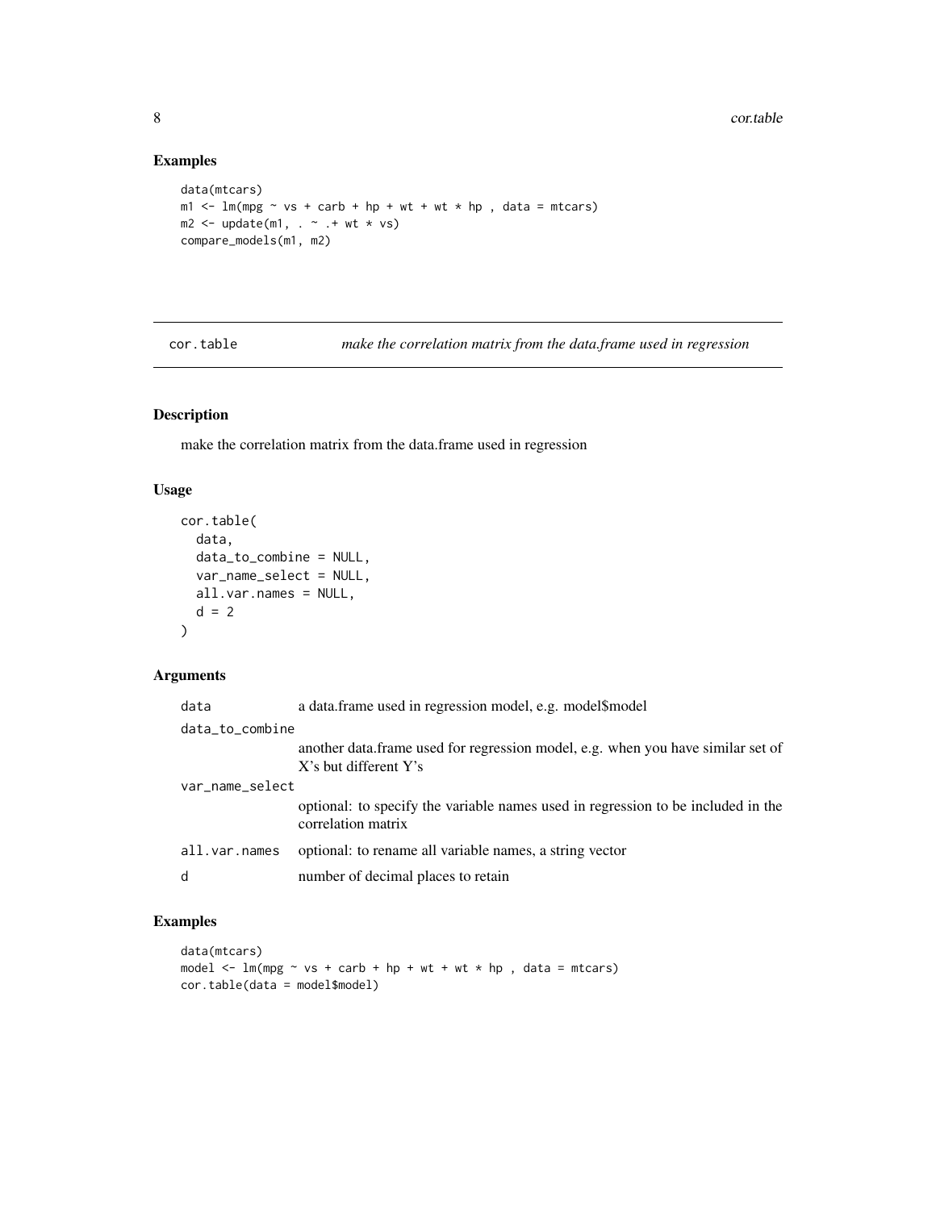## Examples

```
data(mtcars)
m1 <- lm(mpg ~ vs + carb + hp + wt + wt * hp , data = mtcars)
m2 <- update(m1, . ~ .+ wt * vs)
compare_models(m1, m2)
```

---

# cor.table — *make the correlation matrix from the data.frame used in regression*

---

## Description

make the correlation matrix from the data.frame used in regression

## Usage

```
cor.table(
  data,
  data_to_combine = NULL,
  var_name_select = NULL,
  all.var.names = NULL,
  d = 2
)
```

## Arguments

| | |
|---|---|
| data | a data.frame used in regression model, e.g. model$model |
| data_to_combine | another data.frame used for regression model, e.g. when you have similar set of X's but different Y's |
| var_name_select | optional: to specify the variable names used in regression to be included in the correlation matrix |
| all.var.names | optional: to rename all variable names, a string vector |
| d | number of decimal places to retain |

## Examples

```
data(mtcars)
model <- lm(mpg ~ vs + carb + hp + wt + wt * hp , data = mtcars)
cor.table(data = model$model)
```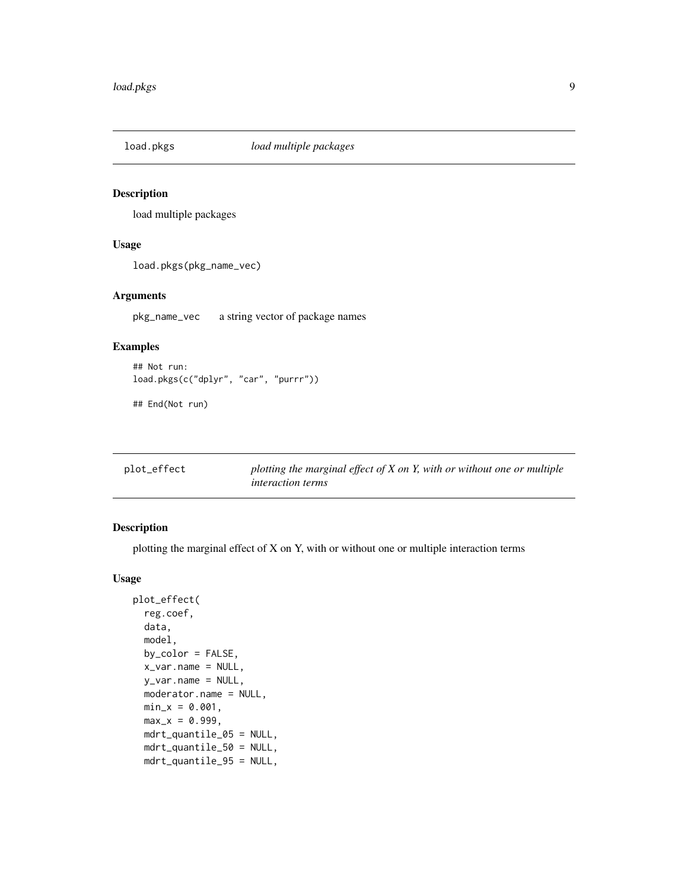## load.pkgs — *load multiple packages*

### Description

load multiple packages

### Usage

```
load.pkgs(pkg_name_vec)
```

### Arguments

pkg_name_vec    a string vector of package names

### Examples

```
## Not run:
load.pkgs(c("dplyr", "car", "purrr"))

## End(Not run)
```

## plot_effect — *plotting the marginal effect of X on Y, with or without one or multiple interaction terms*

### Description

plotting the marginal effect of X on Y, with or without one or multiple interaction terms

### Usage

```
plot_effect(
  reg.coef,
  data,
  model,
  by_color = FALSE,
  x_var.name = NULL,
  y_var.name = NULL,
  moderator.name = NULL,
  min_x = 0.001,
  max_x = 0.999,
  mdrt_quantile_05 = NULL,
  mdrt_quantile_50 = NULL,
  mdrt_quantile_95 = NULL,
```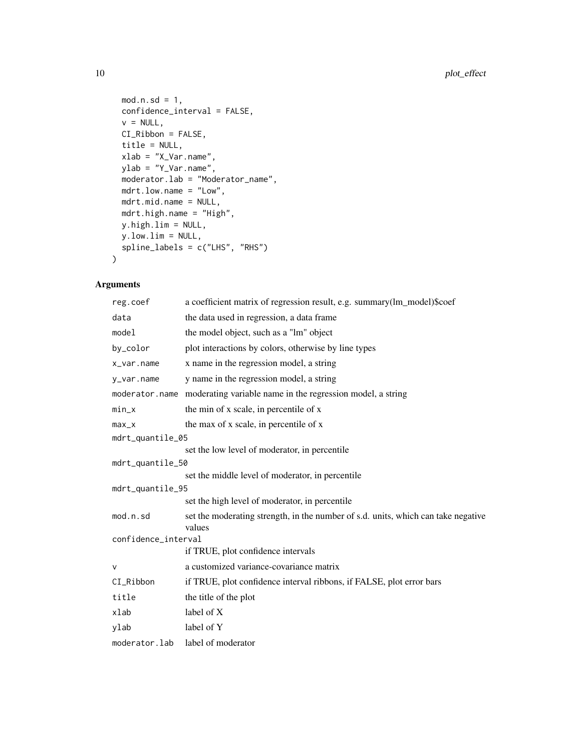```
  mod.n.sd = 1,
  confidence_interval = FALSE,
  v = NULL,
  CI_Ribbon = FALSE,
  title = NULL,
  xlab = "X_Var.name",
  ylab = "Y_Var.name",
  moderator.lab = "Moderator_name",
  mdrt.low.name = "Low",
  mdrt.mid.name = NULL,
  mdrt.high.name = "High",
  y.high.lim = NULL,
  y.low.lim = NULL,
  spline_labels = c("LHS", "RHS")
)
```

## Arguments

| | |
|---|---|
| reg.coef | a coefficient matrix of regression result, e.g. summary(lm_model)$coef |
| data | the data used in regression, a data frame |
| model | the model object, such as a "lm" object |
| by_color | plot interactions by colors, otherwise by line types |
| x_var.name | x name in the regression model, a string |
| y_var.name | y name in the regression model, a string |
| moderator.name | moderating variable name in the regression model, a string |
| min_x | the min of x scale, in percentile of x |
| max_x | the max of x scale, in percentile of x |
| mdrt_quantile_05 | set the low level of moderator, in percentile |
| mdrt_quantile_50 | set the middle level of moderator, in percentile |
| mdrt_quantile_95 | set the high level of moderator, in percentile |
| mod.n.sd | set the moderating strength, in the number of s.d. units, which can take negative values |
| confidence_interval | if TRUE, plot confidence intervals |
| v | a customized variance-covariance matrix |
| CI_Ribbon | if TRUE, plot confidence interval ribbons, if FALSE, plot error bars |
| title | the title of the plot |
| xlab | label of X |
| ylab | label of Y |
| moderator.lab | label of moderator |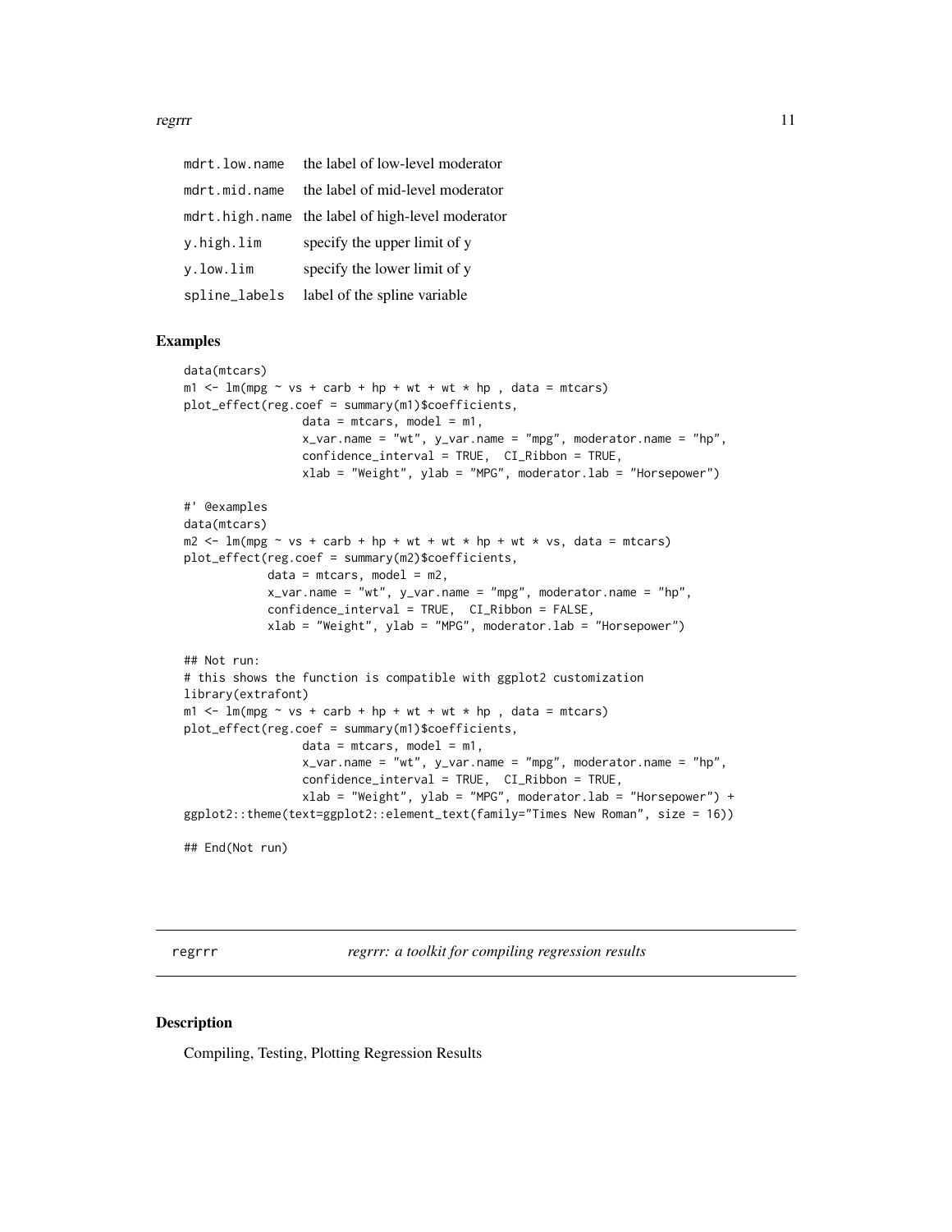| | |
|---|---|
| mdrt.low.name | the label of low-level moderator |
| mdrt.mid.name | the label of mid-level moderator |
| mdrt.high.name | the label of high-level moderator |
| y.high.lim | specify the upper limit of y |
| y.low.lim | specify the lower limit of y |
| spline_labels | label of the spline variable |

### Examples

```
data(mtcars)
m1 <- lm(mpg ~ vs + carb + hp + wt + wt * hp , data = mtcars)
plot_effect(reg.coef = summary(m1)$coefficients,
                 data = mtcars, model = m1,
                 x_var.name = "wt", y_var.name = "mpg", moderator.name = "hp",
                 confidence_interval = TRUE,  CI_Ribbon = TRUE,
                 xlab = "Weight", ylab = "MPG", moderator.lab = "Horsepower")

#' @examples
data(mtcars)
m2 <- lm(mpg ~ vs + carb + hp + wt + wt * hp + wt * vs, data = mtcars)
plot_effect(reg.coef = summary(m2)$coefficients,
            data = mtcars, model = m2,
            x_var.name = "wt", y_var.name = "mpg", moderator.name = "hp",
            confidence_interval = TRUE,  CI_Ribbon = FALSE,
            xlab = "Weight", ylab = "MPG", moderator.lab = "Horsepower")

## Not run:
# this shows the function is compatible with ggplot2 customization
library(extrafont)
m1 <- lm(mpg ~ vs + carb + hp + wt + wt * hp , data = mtcars)
plot_effect(reg.coef = summary(m1)$coefficients,
                 data = mtcars, model = m1,
                 x_var.name = "wt", y_var.name = "mpg", moderator.name = "hp",
                 confidence_interval = TRUE,  CI_Ribbon = TRUE,
                 xlab = "Weight", ylab = "MPG", moderator.lab = "Horsepower") +
ggplot2::theme(text=ggplot2::element_text(family="Times New Roman", size = 16))

## End(Not run)
```

---

## regrrr — *regrrr: a toolkit for compiling regression results*

---

### Description

Compiling, Testing, Plotting Regression Results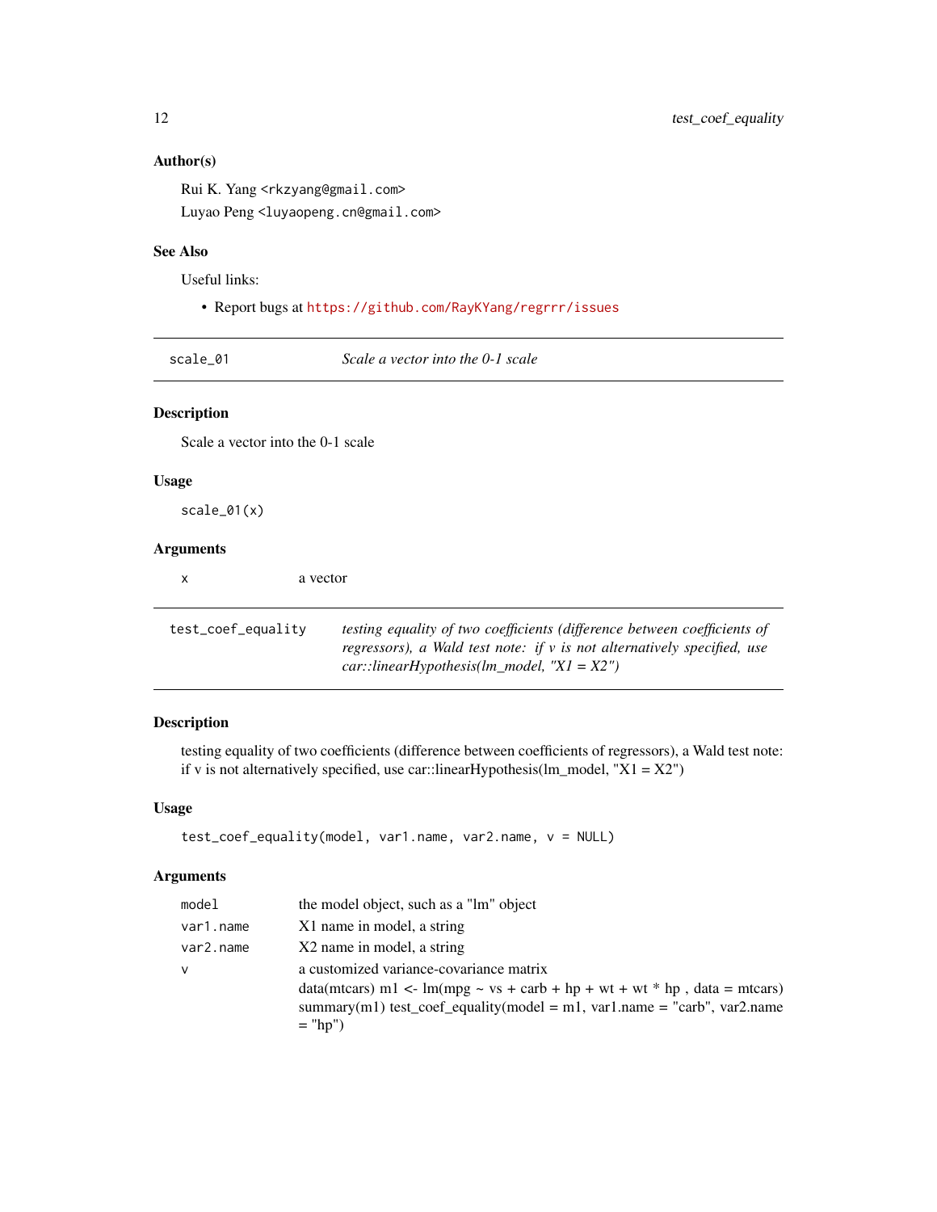### Author(s)

Rui K. Yang <rkzyang@gmail.com>

Luyao Peng <luyaopeng.cn@gmail.com>

### See Also

Useful links:

- Report bugs at https://github.com/RayKYang/regrrr/issues

---

## scale_01 — *Scale a vector into the 0-1 scale*

### Description

Scale a vector into the 0-1 scale

### Usage

```
scale_01(x)
```

### Arguments

| | |
|---|---|
| x | a vector |

---

## test_coef_equality — *testing equality of two coefficients (difference between coefficients of regressors), a Wald test note: if v is not alternatively specified, use car::linearHypothesis(lm_model, "X1 = X2")*

### Description

testing equality of two coefficients (difference between coefficients of regressors), a Wald test note: if v is not alternatively specified, use car::linearHypothesis(lm_model, "X1 = X2")

### Usage

```
test_coef_equality(model, var1.name, var2.name, v = NULL)
```

### Arguments

| | |
|---|---|
| model | the model object, such as a "lm" object |
| var1.name | X1 name in model, a string |
| var2.name | X2 name in model, a string |
| v | a customized variance-covariance matrix<br>data(mtcars) m1 <- lm(mpg ~ vs + carb + hp + wt + wt * hp , data = mtcars) summary(m1) test_coef_equality(model = m1, var1.name = "carb", var2.name = "hp") |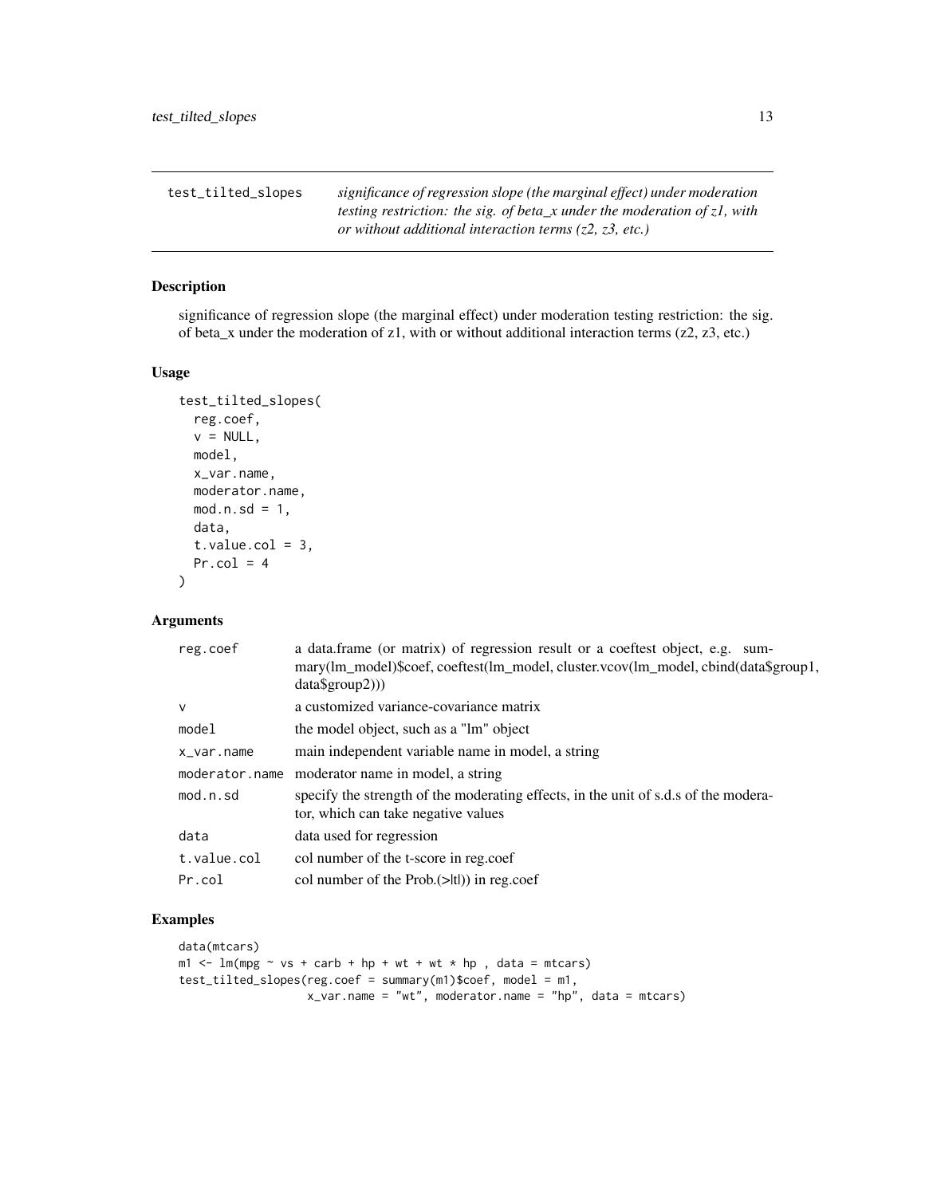`test_tilted_slopes` *significance of regression slope (the marginal effect) under moderation testing restriction: the sig. of beta_x under the moderation of z1, with or without additional interaction terms (z2, z3, etc.)*

## Description

significance of regression slope (the marginal effect) under moderation testing restriction: the sig. of beta_x under the moderation of z1, with or without additional interaction terms (z2, z3, etc.)

## Usage

```
test_tilted_slopes(
  reg.coef,
  v = NULL,
  model,
  x_var.name,
  moderator.name,
  mod.n.sd = 1,
  data,
  t.value.col = 3,
  Pr.col = 4
)
```

## Arguments

| | |
|---|---|
| `reg.coef` | a data.frame (or matrix) of regression result or a coeftest object, e.g. summary(lm_model)$coef, coeftest(lm_model, cluster.vcov(lm_model, cbind(data$group1, data$group2))) |
| `v` | a customized variance-covariance matrix |
| `model` | the model object, such as a "lm" object |
| `x_var.name` | main independent variable name in model, a string |
| `moderator.name` | moderator name in model, a string |
| `mod.n.sd` | specify the strength of the moderating effects, in the unit of s.d.s of the moderator, which can take negative values |
| `data` | data used for regression |
| `t.value.col` | col number of the t-score in reg.coef |
| `Pr.col` | col number of the Prob.(>\|t\|)) in reg.coef |

## Examples

```
data(mtcars)
m1 <- lm(mpg ~ vs + carb + hp + wt + wt * hp , data = mtcars)
test_tilted_slopes(reg.coef = summary(m1)$coef, model = m1,
                   x_var.name = "wt", moderator.name = "hp", data = mtcars)
```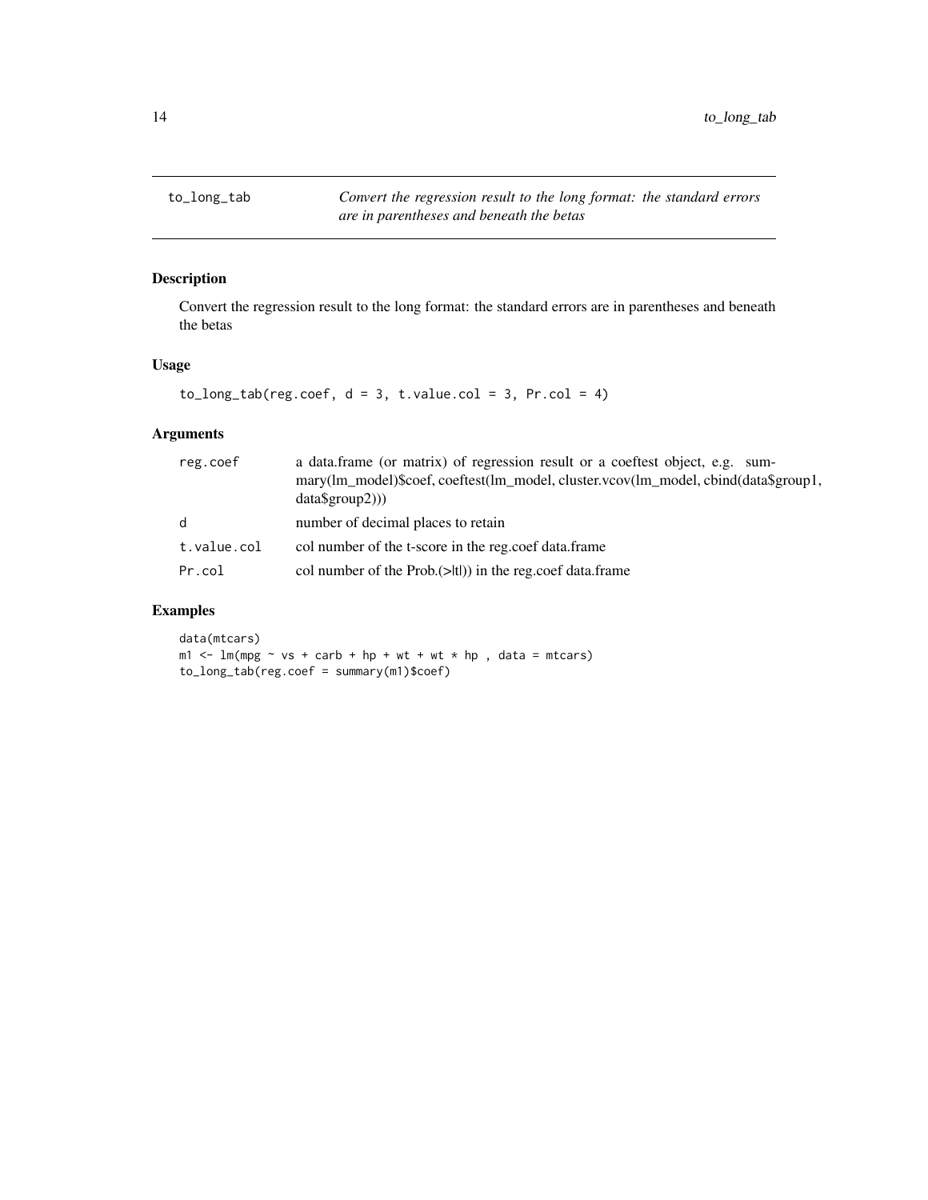## to_long_tab

*Convert the regression result to the long format: the standard errors are in parentheses and beneath the betas*

### Description

Convert the regression result to the long format: the standard errors are in parentheses and beneath the betas

### Usage

```
to_long_tab(reg.coef, d = 3, t.value.col = 3, Pr.col = 4)
```

### Arguments

| | |
|---|---|
| reg.coef | a data.frame (or matrix) of regression result or a coeftest object, e.g. summary(lm_model)$coef, coeftest(lm_model, cluster.vcov(lm_model, cbind(data$group1, data$group2))) |
| d | number of decimal places to retain |
| t.value.col | col number of the t-score in the reg.coef data.frame |
| Pr.col | col number of the Prob.(>\|t\|)) in the reg.coef data.frame |

### Examples

```
data(mtcars)
m1 <- lm(mpg ~ vs + carb + hp + wt + wt * hp , data = mtcars)
to_long_tab(reg.coef = summary(m1)$coef)
```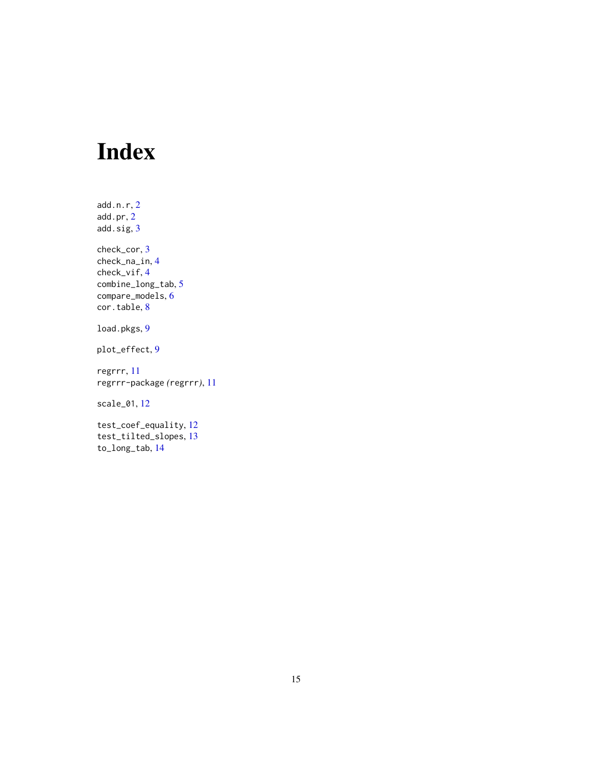# Index

add.n.r, 2
add.pr, 2
add.sig, 3

check_cor, 3
check_na_in, 4
check_vif, 4
combine_long_tab, 5
compare_models, 6
cor.table, 8

load.pkgs, 9

plot_effect, 9

regrrr, 11
regrrr-package *(*regrrr*)*, 11

scale_01, 12

test_coef_equality, 12
test_tilted_slopes, 13
to_long_tab, 14